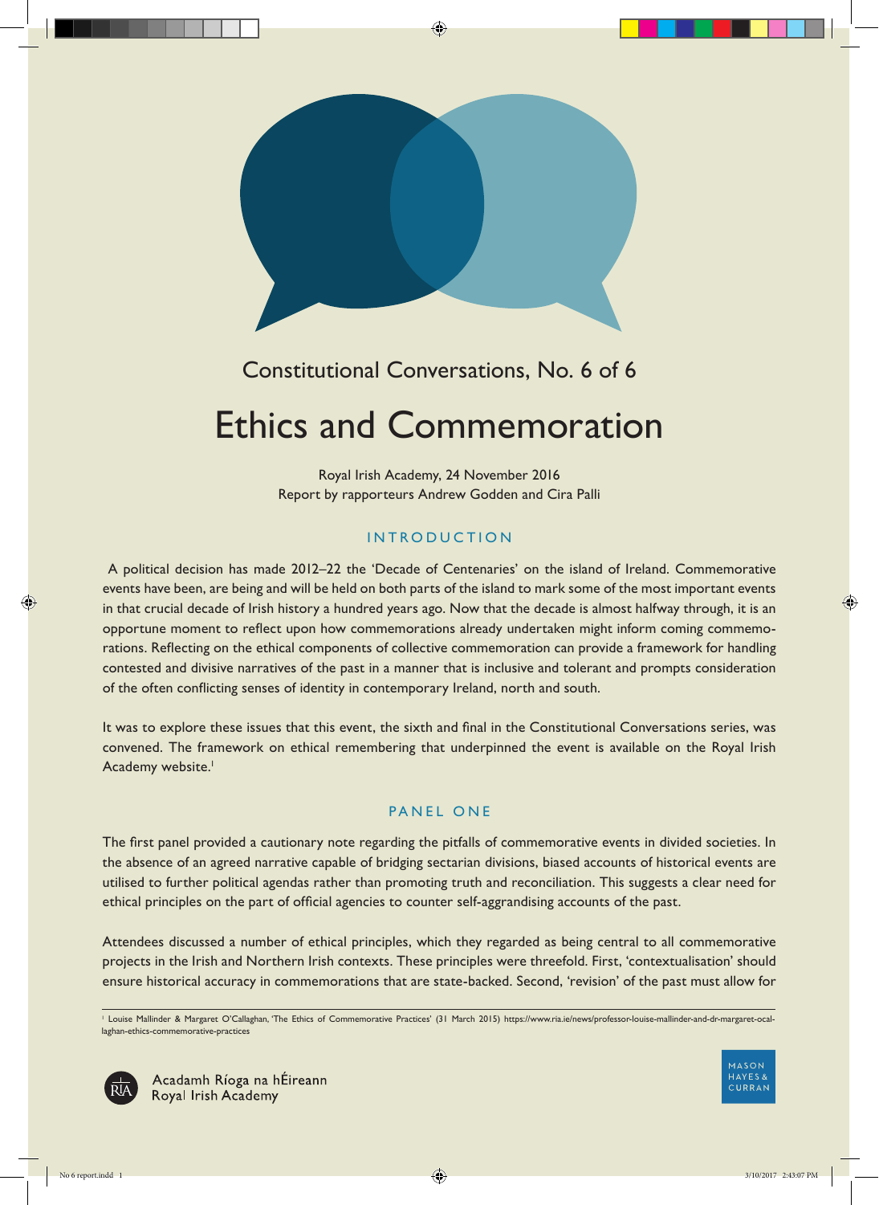Constitutional Conversations, No. 6 of 6

# Ethics and Commemoration

Royal Irish Academy, 24 November 2016
Report by rapporteurs Andrew Godden and Cira Palli

## INTRODUCTION

A political decision has made 2012–22 the 'Decade of Centenaries' on the island of Ireland. Commemorative events have been, are being and will be held on both parts of the island to mark some of the most important events in that crucial decade of Irish history a hundred years ago. Now that the decade is almost halfway through, it is an opportune moment to reflect upon how commemorations already undertaken might inform coming commemorations. Reflecting on the ethical components of collective commemoration can provide a framework for handling contested and divisive narratives of the past in a manner that is inclusive and tolerant and prompts consideration of the often conflicting senses of identity in contemporary Ireland, north and south.

It was to explore these issues that this event, the sixth and final in the Constitutional Conversations series, was convened. The framework on ethical remembering that underpinned the event is available on the Royal Irish Academy website.[1]

## PANEL ONE

The first panel provided a cautionary note regarding the pitfalls of commemorative events in divided societies. In the absence of an agreed narrative capable of bridging sectarian divisions, biased accounts of historical events are utilised to further political agendas rather than promoting truth and reconciliation. This suggests a clear need for ethical principles on the part of official agencies to counter self-aggrandising accounts of the past.

Attendees discussed a number of ethical principles, which they regarded as being central to all commemorative projects in the Irish and Northern Irish contexts. These principles were threefold. First, 'contextualisation' should ensure historical accuracy in commemorations that are state-backed. Second, 'revision' of the past must allow for

[1] Louise Mallinder & Margaret O'Callaghan, 'The Ethics of Commemorative Practices' (31 March 2015) https://www.ria.ie/news/professor-louise-mallinder-and-dr-margaret-ocallaghan-ethics-commemorative-practices

Acadamh Ríoga na hÉireann
Royal Irish Academy

MASON HAYES & CURRAN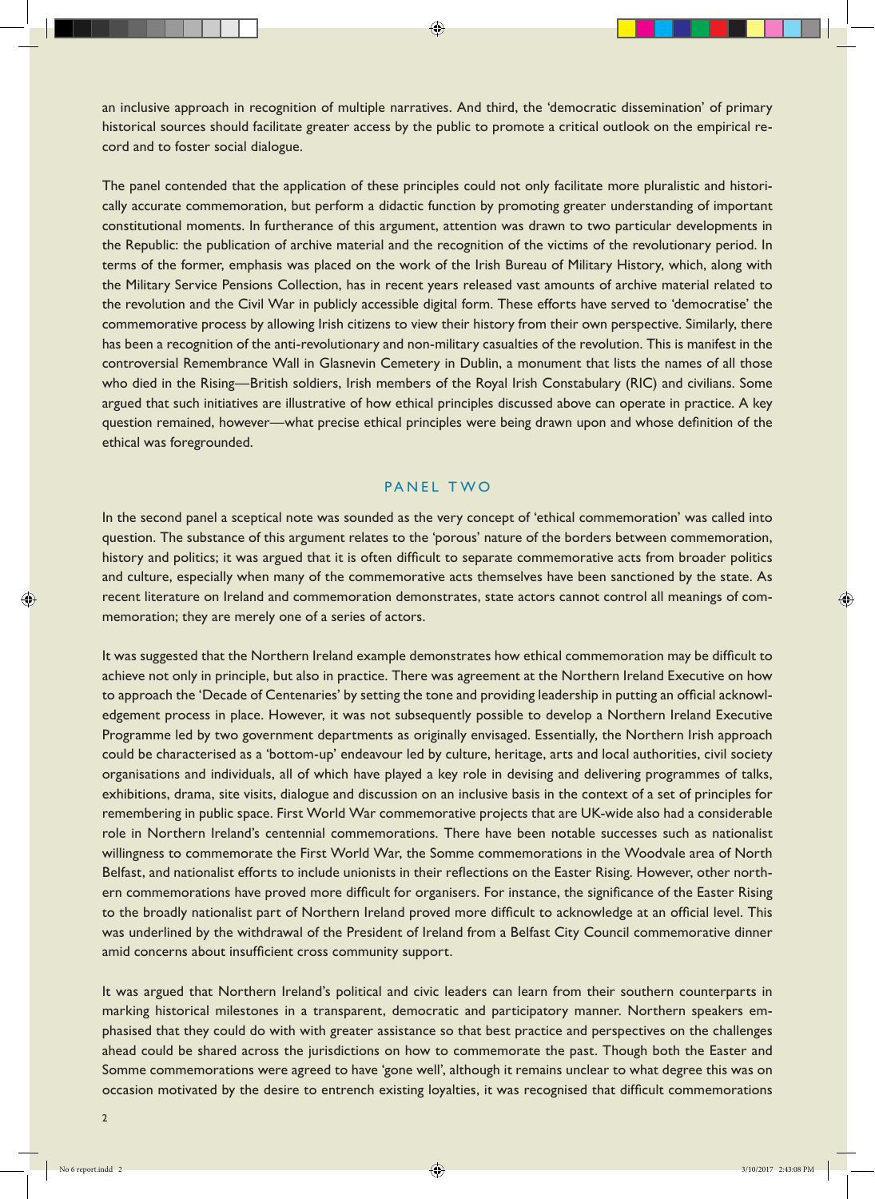an inclusive approach in recognition of multiple narratives. And third, the 'democratic dissemination' of primary historical sources should facilitate greater access by the public to promote a critical outlook on the empirical record and to foster social dialogue.

The panel contended that the application of these principles could not only facilitate more pluralistic and historically accurate commemoration, but perform a didactic function by promoting greater understanding of important constitutional moments. In furtherance of this argument, attention was drawn to two particular developments in the Republic: the publication of archive material and the recognition of the victims of the revolutionary period. In terms of the former, emphasis was placed on the work of the Irish Bureau of Military History, which, along with the Military Service Pensions Collection, has in recent years released vast amounts of archive material related to the revolution and the Civil War in publicly accessible digital form. These efforts have served to 'democratise' the commemorative process by allowing Irish citizens to view their history from their own perspective. Similarly, there has been a recognition of the anti-revolutionary and non-military casualties of the revolution. This is manifest in the controversial Remembrance Wall in Glasnevin Cemetery in Dublin, a monument that lists the names of all those who died in the Rising—British soldiers, Irish members of the Royal Irish Constabulary (RIC) and civilians. Some argued that such initiatives are illustrative of how ethical principles discussed above can operate in practice. A key question remained, however—what precise ethical principles were being drawn upon and whose definition of the ethical was foregrounded.

## PANEL TWO

In the second panel a sceptical note was sounded as the very concept of 'ethical commemoration' was called into question. The substance of this argument relates to the 'porous' nature of the borders between commemoration, history and politics; it was argued that it is often difficult to separate commemorative acts from broader politics and culture, especially when many of the commemorative acts themselves have been sanctioned by the state. As recent literature on Ireland and commemoration demonstrates, state actors cannot control all meanings of commemoration; they are merely one of a series of actors.

It was suggested that the Northern Ireland example demonstrates how ethical commemoration may be difficult to achieve not only in principle, but also in practice. There was agreement at the Northern Ireland Executive on how to approach the 'Decade of Centenaries' by setting the tone and providing leadership in putting an official acknowledgement process in place. However, it was not subsequently possible to develop a Northern Ireland Executive Programme led by two government departments as originally envisaged. Essentially, the Northern Irish approach could be characterised as a 'bottom-up' endeavour led by culture, heritage, arts and local authorities, civil society organisations and individuals, all of which have played a key role in devising and delivering programmes of talks, exhibitions, drama, site visits, dialogue and discussion on an inclusive basis in the context of a set of principles for remembering in public space. First World War commemorative projects that are UK-wide also had a considerable role in Northern Ireland's centennial commemorations. There have been notable successes such as nationalist willingness to commemorate the First World War, the Somme commemorations in the Woodvale area of North Belfast, and nationalist efforts to include unionists in their reflections on the Easter Rising. However, other northern commemorations have proved more difficult for organisers. For instance, the significance of the Easter Rising to the broadly nationalist part of Northern Ireland proved more difficult to acknowledge at an official level. This was underlined by the withdrawal of the President of Ireland from a Belfast City Council commemorative dinner amid concerns about insufficient cross community support.

It was argued that Northern Ireland's political and civic leaders can learn from their southern counterparts in marking historical milestones in a transparent, democratic and participatory manner. Northern speakers emphasised that they could do with with greater assistance so that best practice and perspectives on the challenges ahead could be shared across the jurisdictions on how to commemorate the past. Though both the Easter and Somme commemorations were agreed to have 'gone well', although it remains unclear to what degree this was on occasion motivated by the desire to entrench existing loyalties, it was recognised that difficult commemorations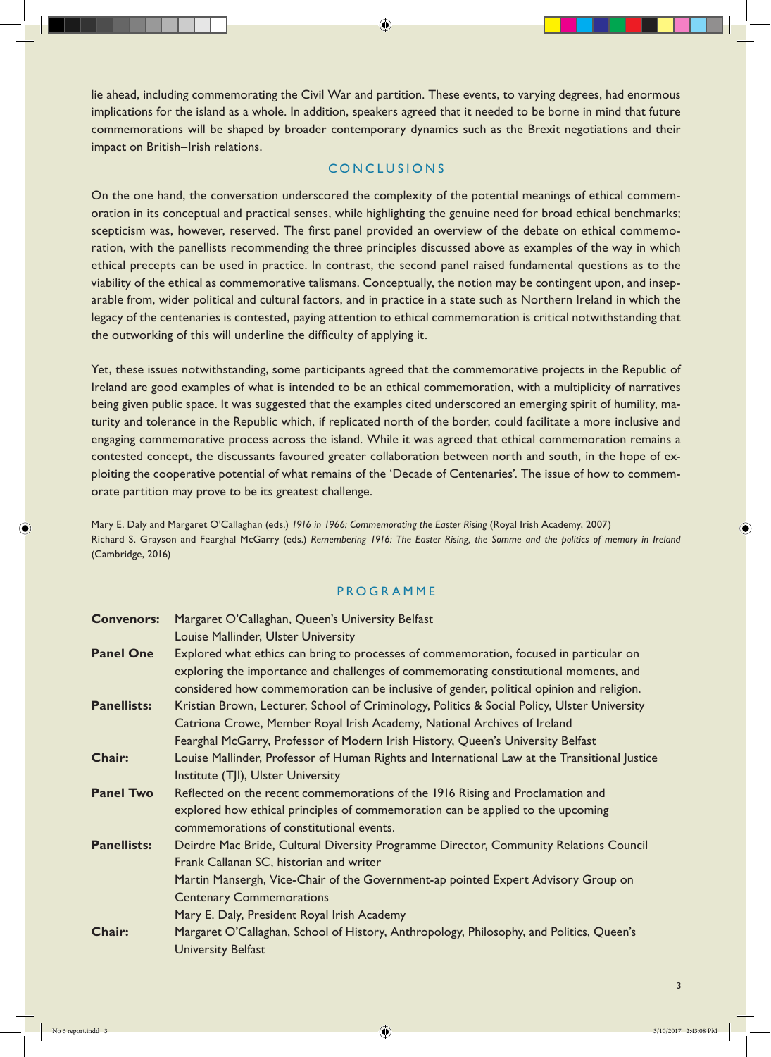lie ahead, including commemorating the Civil War and partition. These events, to varying degrees, had enormous implications for the island as a whole. In addition, speakers agreed that it needed to be borne in mind that future commemorations will be shaped by broader contemporary dynamics such as the Brexit negotiations and their impact on British–Irish relations.

## CONCLUSIONS

On the one hand, the conversation underscored the complexity of the potential meanings of ethical commemoration in its conceptual and practical senses, while highlighting the genuine need for broad ethical benchmarks; scepticism was, however, reserved. The first panel provided an overview of the debate on ethical commemoration, with the panellists recommending the three principles discussed above as examples of the way in which ethical precepts can be used in practice. In contrast, the second panel raised fundamental questions as to the viability of the ethical as commemorative talismans. Conceptually, the notion may be contingent upon, and inseparable from, wider political and cultural factors, and in practice in a state such as Northern Ireland in which the legacy of the centenaries is contested, paying attention to ethical commemoration is critical notwithstanding that the outworking of this will underline the difficulty of applying it.

Yet, these issues notwithstanding, some participants agreed that the commemorative projects in the Republic of Ireland are good examples of what is intended to be an ethical commemoration, with a multiplicity of narratives being given public space. It was suggested that the examples cited underscored an emerging spirit of humility, maturity and tolerance in the Republic which, if replicated north of the border, could facilitate a more inclusive and engaging commemorative process across the island. While it was agreed that ethical commemoration remains a contested concept, the discussants favoured greater collaboration between north and south, in the hope of exploiting the cooperative potential of what remains of the 'Decade of Centenaries'. The issue of how to commemorate partition may prove to be its greatest challenge.

Mary E. Daly and Margaret O'Callaghan (eds.) *1916 in 1966: Commemorating the Easter Rising* (Royal Irish Academy, 2007)
Richard S. Grayson and Fearghal McGarry (eds.) *Remembering 1916: The Easter Rising, the Somme and the politics of memory in Ireland* (Cambridge, 2016)

## PROGRAMME

**Convenors:** Margaret O'Callaghan, Queen's University Belfast
Louise Mallinder, Ulster University

**Panel One** Explored what ethics can bring to processes of commemoration, focused in particular on exploring the importance and challenges of commemorating constitutional moments, and considered how commemoration can be inclusive of gender, political opinion and religion.

**Panellists:** Kristian Brown, Lecturer, School of Criminology, Politics & Social Policy, Ulster University
Catriona Crowe, Member Royal Irish Academy, National Archives of Ireland
Fearghal McGarry, Professor of Modern Irish History, Queen's University Belfast

**Chair:** Louise Mallinder, Professor of Human Rights and International Law at the Transitional Justice Institute (TJI), Ulster University

**Panel Two** Reflected on the recent commemorations of the 1916 Rising and Proclamation and explored how ethical principles of commemoration can be applied to the upcoming commemorations of constitutional events.

**Panellists:** Deirdre Mac Bride, Cultural Diversity Programme Director, Community Relations Council
Frank Callanan SC, historian and writer
Martin Mansergh, Vice-Chair of the Government-ap pointed Expert Advisory Group on Centenary Commemorations
Mary E. Daly, President Royal Irish Academy

**Chair:** Margaret O'Callaghan, School of History, Anthropology, Philosophy, and Politics, Queen's University Belfast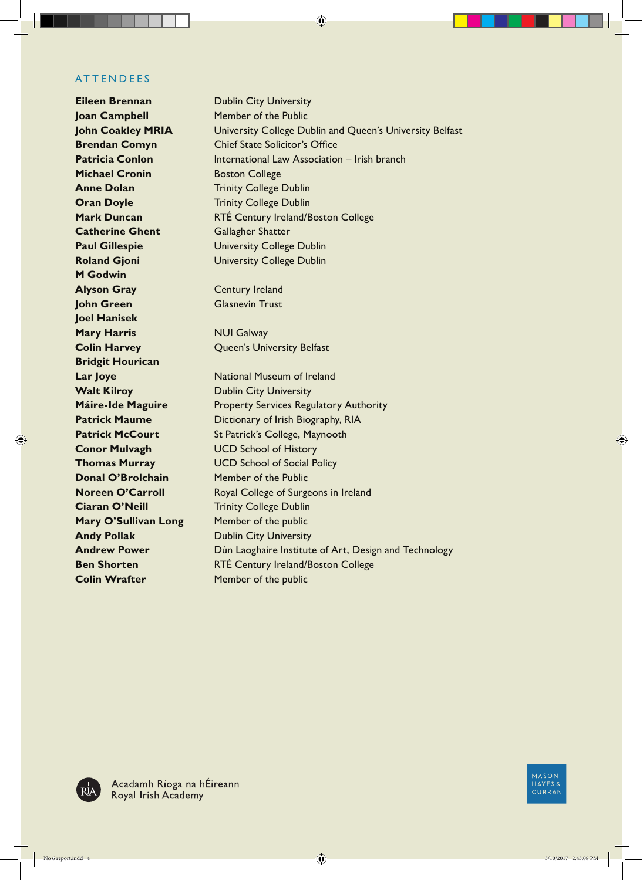## ATTENDEES

| | |
|---|---|
| **Eileen Brennan** | Dublin City University |
| **Joan Campbell** | Member of the Public |
| **John Coakley MRIA** | University College Dublin and Queen's University Belfast |
| **Brendan Comyn** | Chief State Solicitor's Office |
| **Patricia Conlon** | International Law Association – Irish branch |
| **Michael Cronin** | Boston College |
| **Anne Dolan** | Trinity College Dublin |
| **Oran Doyle** | Trinity College Dublin |
| **Mark Duncan** | RTÉ Century Ireland/Boston College |
| **Catherine Ghent** | Gallagher Shatter |
| **Paul Gillespie** | University College Dublin |
| **Roland Gjoni** | University College Dublin |
| **M Godwin** | |
| **Alyson Gray** | Century Ireland |
| **John Green** | Glasnevin Trust |
| **Joel Hanisek** | |
| **Mary Harris** | NUI Galway |
| **Colin Harvey** | Queen's University Belfast |
| **Bridgit Hourican** | |
| **Lar Joye** | National Museum of Ireland |
| **Walt Kilroy** | Dublin City University |
| **Máire-Ide Maguire** | Property Services Regulatory Authority |
| **Patrick Maume** | Dictionary of Irish Biography, RIA |
| **Patrick McCourt** | St Patrick's College, Maynooth |
| **Conor Mulvagh** | UCD School of History |
| **Thomas Murray** | UCD School of Social Policy |
| **Donal O'Brolchain** | Member of the Public |
| **Noreen O'Carroll** | Royal College of Surgeons in Ireland |
| **Ciaran O'Neill** | Trinity College Dublin |
| **Mary O'Sullivan Long** | Member of the public |
| **Andy Pollak** | Dublin City University |
| **Andrew Power** | Dún Laoghaire Institute of Art, Design and Technology |
| **Ben Shorten** | RTÉ Century Ireland/Boston College |
| **Colin Wrafter** | Member of the public |

Acadamh Ríoga na hÉireann
Royal Irish Academy

MASON HAYES & CURRAN